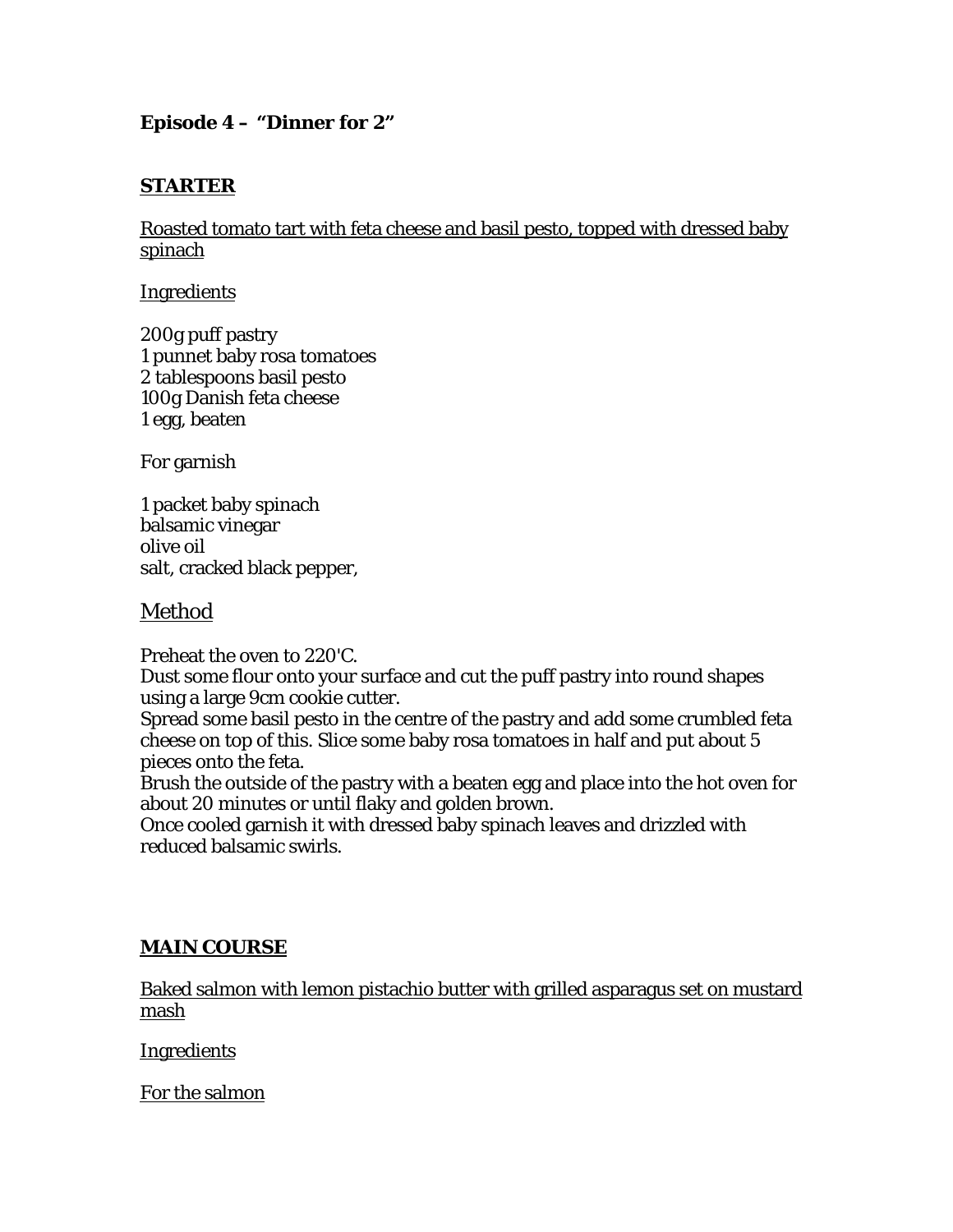**Episode 4 – "Dinner for 2"**

## STARTER

Roasted tomato tart with feta cheese and basil pesto, topped with dressed baby spinach

Ingredients

200g puff pastry
1 punnet baby rosa tomatoes
2 tablespoons basil pesto
100g Danish feta cheese
1 egg, beaten

For garnish

1 packet baby spinach
balsamic vinegar
olive oil
salt, cracked black pepper,

### Method

Preheat the oven to 220'C.
Dust some flour onto your surface and cut the puff pastry into round shapes using a large 9cm cookie cutter.
Spread some basil pesto in the centre of the pastry and add some crumbled feta cheese on top of this. Slice some baby rosa tomatoes in half and put about 5 pieces onto the feta.
Brush the outside of the pastry with a beaten egg and place into the hot oven for about 20 minutes or until flaky and golden brown.
Once cooled garnish it with dressed baby spinach leaves and drizzled with reduced balsamic swirls.

## MAIN COURSE

Baked salmon with lemon pistachio butter with grilled asparagus set on mustard mash

Ingredients

For the salmon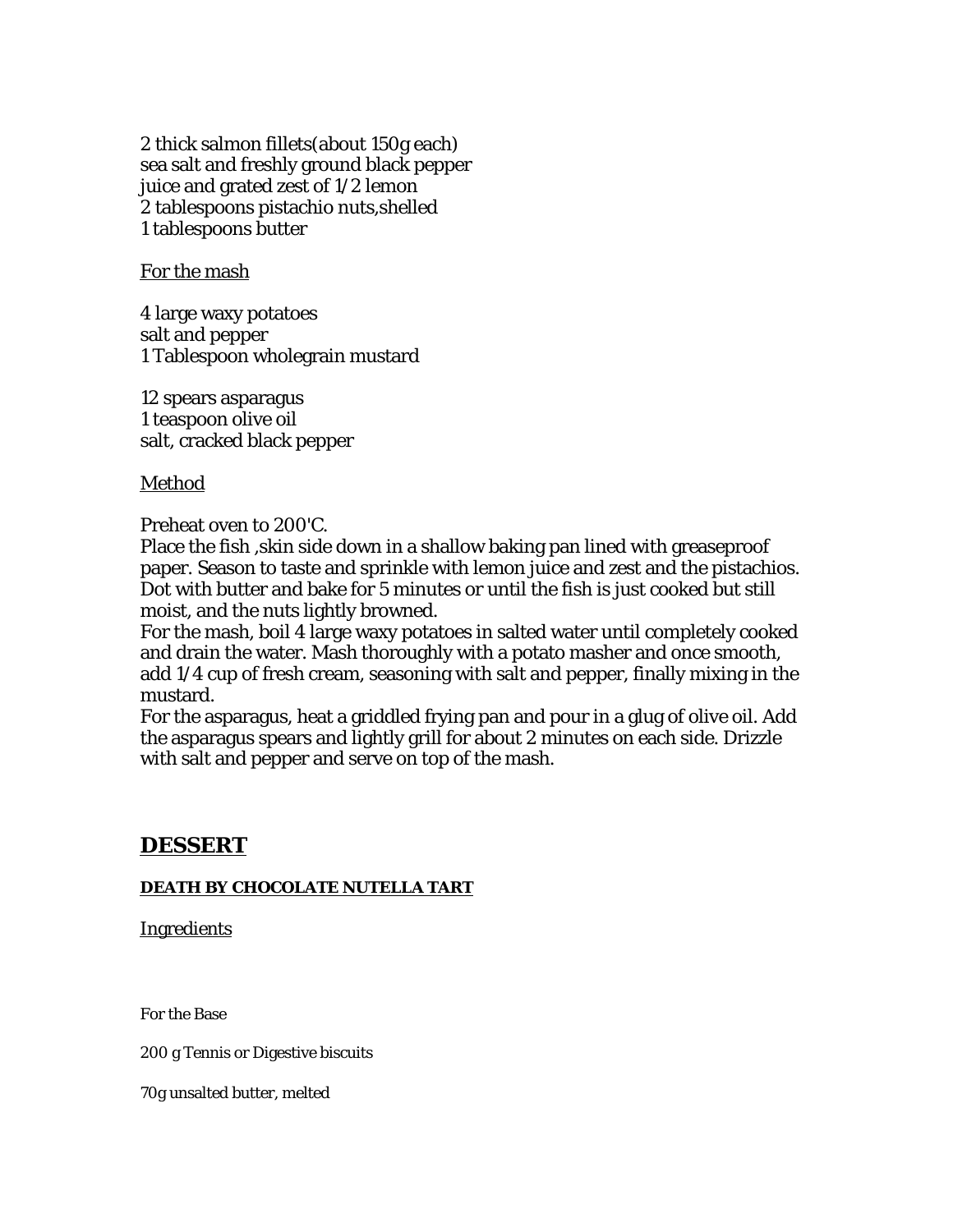2 thick salmon fillets(about 150g each)
sea salt and freshly ground black pepper
juice and grated zest of 1/2 lemon
2 tablespoons pistachio nuts,shelled
1 tablespoons butter

For the mash

4 large waxy potatoes
salt and pepper
1 Tablespoon wholegrain mustard

12 spears asparagus
1 teaspoon olive oil
salt, cracked black pepper

Method

Preheat oven to 200'C.
Place the fish ,skin side down in a shallow baking pan lined with greaseproof paper. Season to taste and sprinkle with lemon juice and zest and the pistachios. Dot with butter and bake for 5 minutes or until the fish is just cooked but still moist, and the nuts lightly browned.
For the mash, boil 4 large waxy potatoes in salted water until completely cooked and drain the water. Mash thoroughly with a potato masher and once smooth, add 1/4 cup of fresh cream, seasoning with salt and pepper, finally mixing in the mustard.
For the asparagus, heat a griddled frying pan and pour in a glug of olive oil. Add the asparagus spears and lightly grill for about 2 minutes on each side. Drizzle with salt and pepper and serve on top of the mash.

## DESSERT

### DEATH BY CHOCOLATE NUTELLA TART

Ingredients

For the Base

200 g Tennis or Digestive biscuits

70g unsalted butter, melted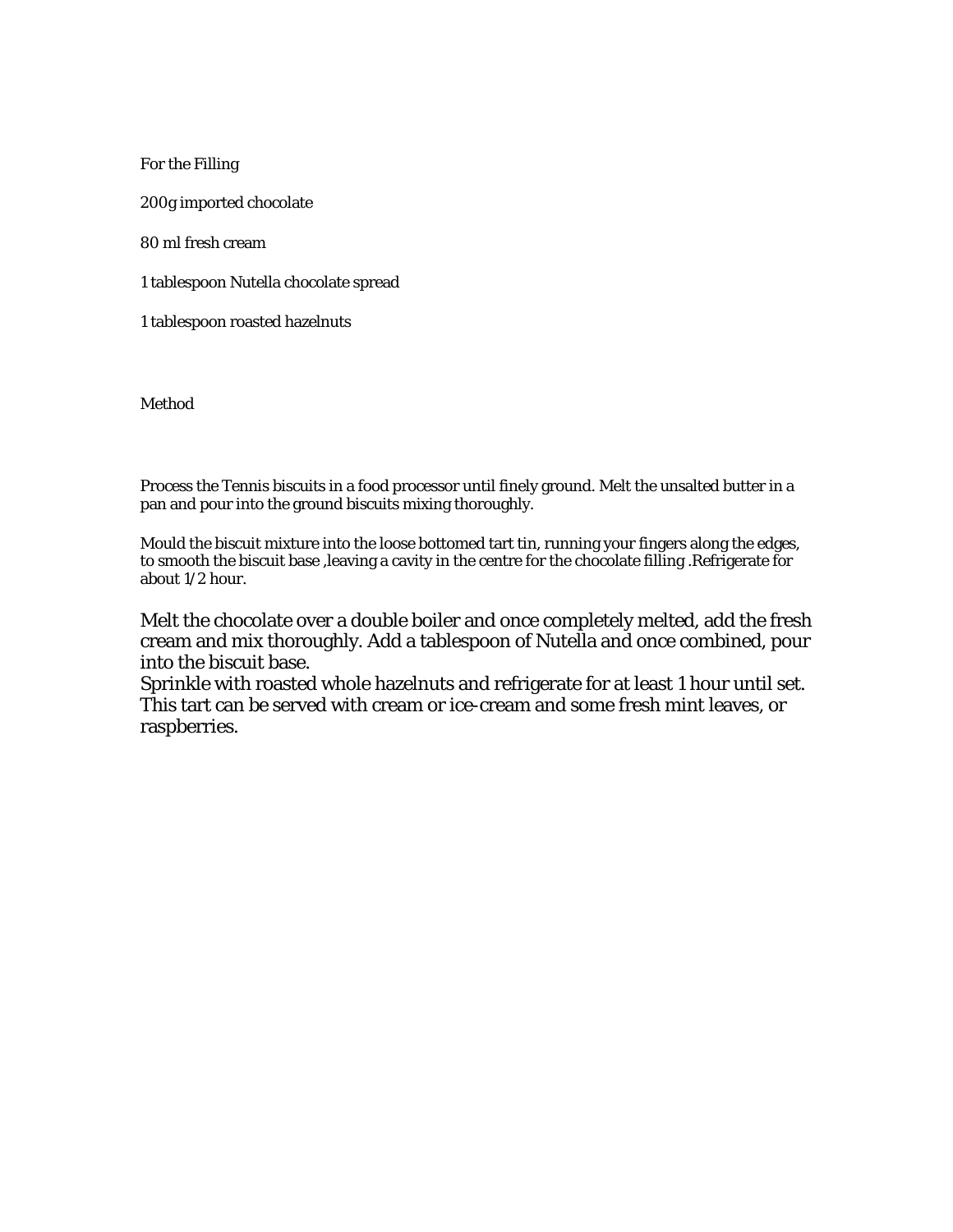For the Filling

200g imported chocolate

80 ml fresh cream

1 tablespoon Nutella chocolate spread

1 tablespoon roasted hazelnuts

Method

Process the Tennis biscuits in a food processor until finely ground. Melt the unsalted butter in a pan and pour into the ground biscuits mixing thoroughly.

Mould the biscuit mixture into the loose bottomed tart tin, running your fingers along the edges, to smooth the biscuit base ,leaving a cavity in the centre for the chocolate filling .Refrigerate for about 1/2 hour.

Melt the chocolate over a double boiler and once completely melted, add the fresh cream and mix thoroughly. Add a tablespoon of Nutella and once combined, pour into the biscuit base.
Sprinkle with roasted whole hazelnuts and refrigerate for at least 1 hour until set. This tart can be served with cream or ice-cream and some fresh mint leaves, or raspberries.